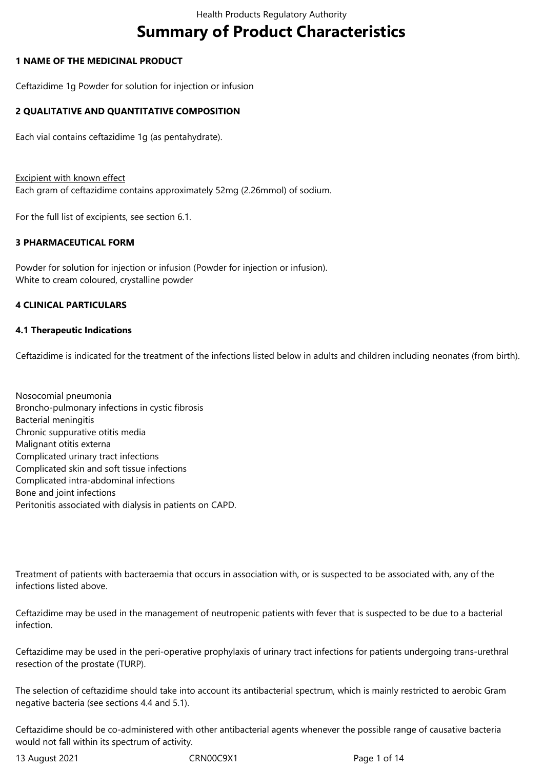# Summary of Product Characteristics

## 1 NAME OF THE MEDICINAL PRODUCT

Ceftazidime 1g Powder for solution for injection or infusion

## 2 QUALITATIVE AND QUANTITATIVE COMPOSITION

Each vial contains ceftazidime 1g (as pentahydrate).

Excipient with known effect
Each gram of ceftazidime contains approximately 52mg (2.26mmol) of sodium.

For the full list of excipients, see section 6.1.

## 3 PHARMACEUTICAL FORM

Powder for solution for injection or infusion (Powder for injection or infusion).
White to cream coloured, crystalline powder

## 4 CLINICAL PARTICULARS

### 4.1 Therapeutic Indications

Ceftazidime is indicated for the treatment of the infections listed below in adults and children including neonates (from birth).

Nosocomial pneumonia
Broncho-pulmonary infections in cystic fibrosis
Bacterial meningitis
Chronic suppurative otitis media
Malignant otitis externa
Complicated urinary tract infections
Complicated skin and soft tissue infections
Complicated intra-abdominal infections
Bone and joint infections
Peritonitis associated with dialysis in patients on CAPD.

Treatment of patients with bacteraemia that occurs in association with, or is suspected to be associated with, any of the infections listed above.

Ceftazidime may be used in the management of neutropenic patients with fever that is suspected to be due to a bacterial infection.

Ceftazidime may be used in the peri-operative prophylaxis of urinary tract infections for patients undergoing trans-urethral resection of the prostate (TURP).

The selection of ceftazidime should take into account its antibacterial spectrum, which is mainly restricted to aerobic Gram negative bacteria (see sections 4.4 and 5.1).

Ceftazidime should be co-administered with other antibacterial agents whenever the possible range of causative bacteria would not fall within its spectrum of activity.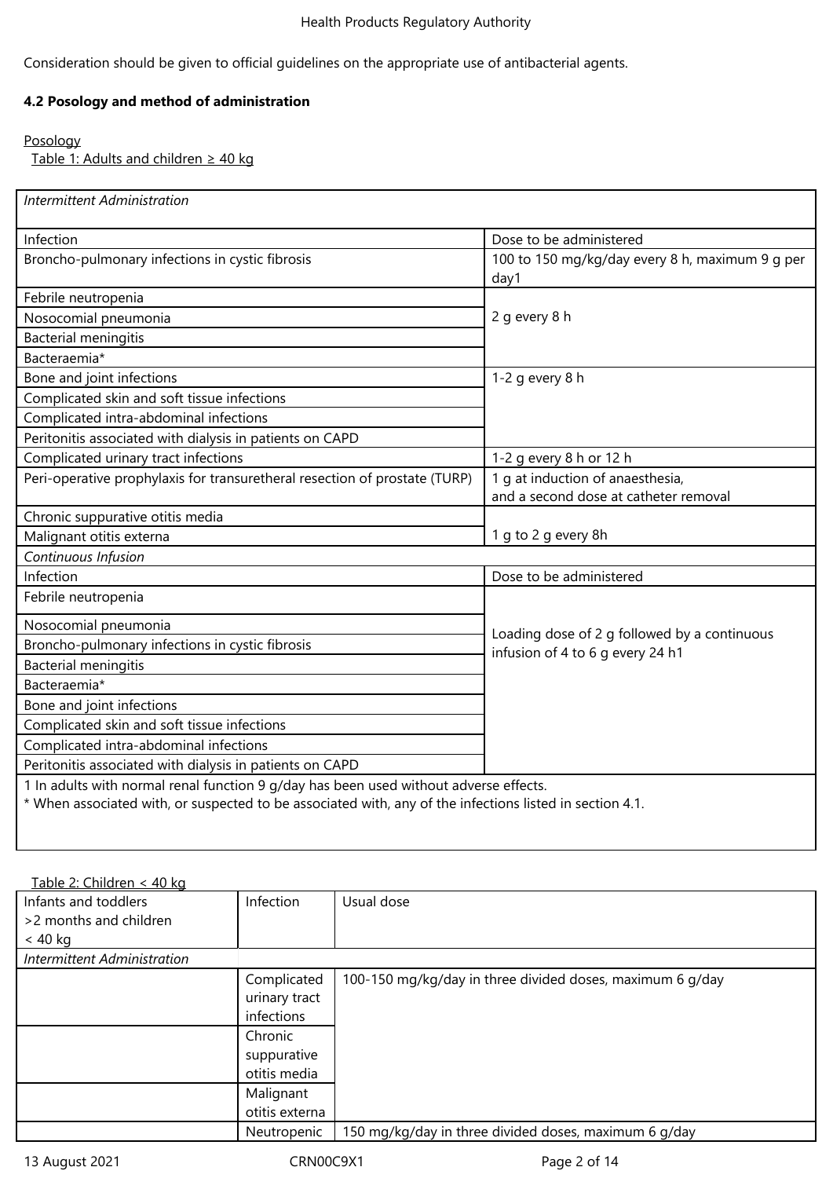Consideration should be given to official guidelines on the appropriate use of antibacterial agents.

**4.2 Posology and method of administration**

Posology

Table 1: Adults and children ≥ 40 kg

| *Intermittent Administration* | |
|---|---|
| Infection | Dose to be administered |
| Broncho-pulmonary infections in cystic fibrosis | 100 to 150 mg/kg/day every 8 h, maximum 9 g per day1 |
| Febrile neutropenia | 2 g every 8 h |
| Nosocomial pneumonia | |
| Bacterial meningitis | |
| Bacteraemia* | |
| Bone and joint infections | 1-2 g every 8 h |
| Complicated skin and soft tissue infections | |
| Complicated intra-abdominal infections | |
| Peritonitis associated with dialysis in patients on CAPD | |
| Complicated urinary tract infections | 1-2 g every 8 h or 12 h |
| Peri-operative prophylaxis for transuretheral resection of prostate (TURP) | 1 g at induction of anaesthesia, and a second dose at catheter removal |
| Chronic suppurative otitis media | 1 g to 2 g every 8h |
| Malignant otitis externa | |
| *Continuous Infusion* | |
| Infection | Dose to be administered |
| Febrile neutropenia | Loading dose of 2 g followed by a continuous infusion of 4 to 6 g every 24 h1 |
| Nosocomial pneumonia | |
| Broncho-pulmonary infections in cystic fibrosis | |
| Bacterial meningitis | |
| Bacteraemia* | |
| Bone and joint infections | |
| Complicated skin and soft tissue infections | |
| Complicated intra-abdominal infections | |
| Peritonitis associated with dialysis in patients on CAPD | |

1 In adults with normal renal function 9 g/day has been used without adverse effects.
* When associated with, or suspected to be associated with, any of the infections listed in section 4.1.

Table 2: Children < 40 kg

| Infants and toddlers >2 months and children < 40 kg | Infection | Usual dose |
|---|---|---|
| *Intermittent Administration* | | |
| | Complicated urinary tract infections | 100-150 mg/kg/day in three divided doses, maximum 6 g/day |
| | Chronic suppurative otitis media | |
| | Malignant otitis externa | |
| | Neutropenic | 150 mg/kg/day in three divided doses, maximum 6 g/day |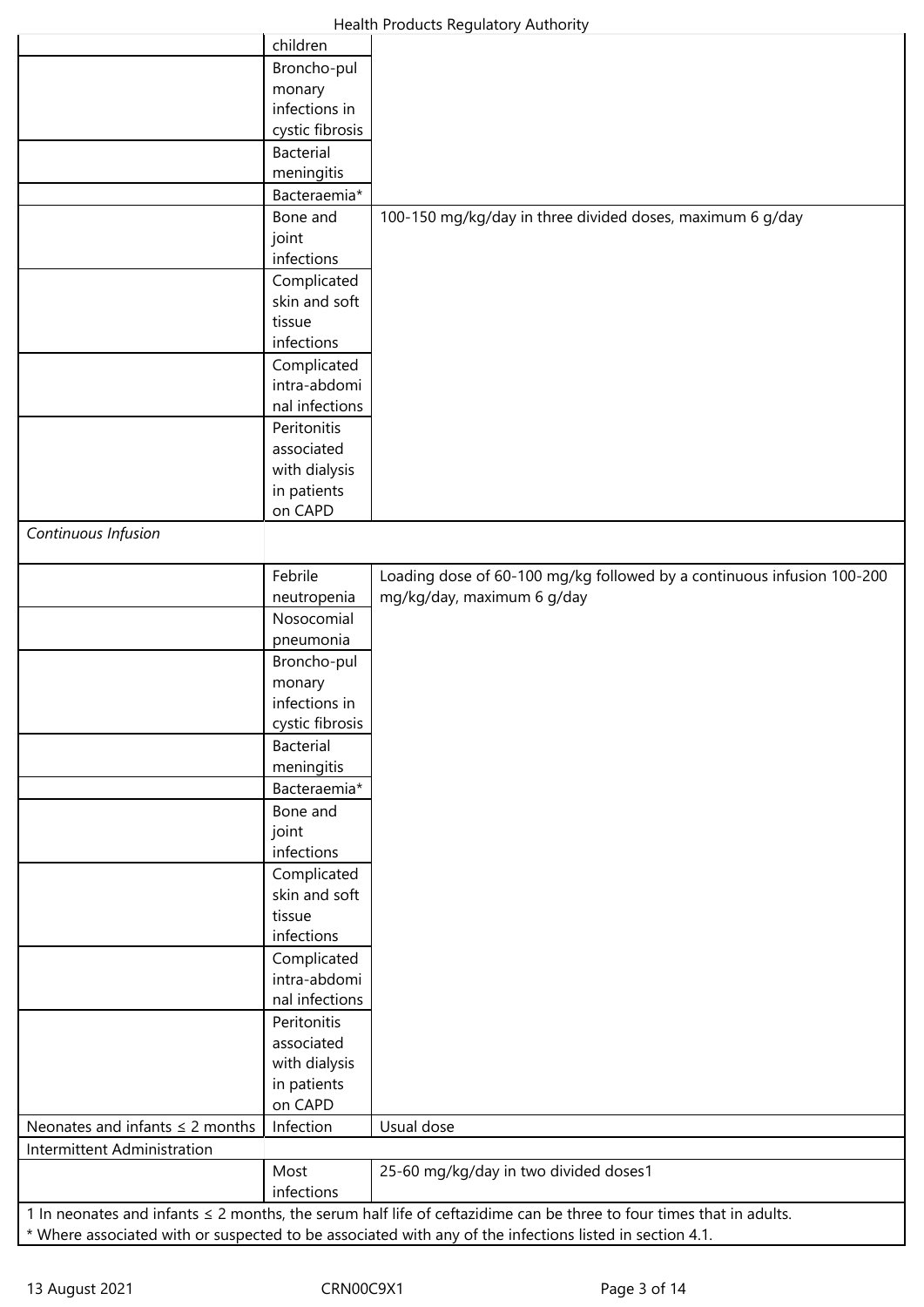| | | |
|---|---|---|
| | children | |
| | Broncho-pulmonary infections in cystic fibrosis | |
| | Bacterial meningitis | |
| | Bacteraemia* | |
| | Bone and joint infections | 100-150 mg/kg/day in three divided doses, maximum 6 g/day |
| | Complicated skin and soft tissue infections | |
| | Complicated intra-abdominal infections | |
| | Peritonitis associated with dialysis in patients on CAPD | |
| *Continuous Infusion* | | |
| | Febrile neutropenia | Loading dose of 60-100 mg/kg followed by a continuous infusion 100-200 mg/kg/day, maximum 6 g/day |
| | Nosocomial pneumonia | |
| | Broncho-pulmonary infections in cystic fibrosis | |
| | Bacterial meningitis | |
| | Bacteraemia* | |
| | Bone and joint infections | |
| | Complicated skin and soft tissue infections | |
| | Complicated intra-abdominal infections | |
| | Peritonitis associated with dialysis in patients on CAPD | |
| Neonates and infants ≤ 2 months | Infection | Usual dose |
| Intermittent Administration | | |
| | Most infections | 25-60 mg/kg/day in two divided doses1 |

1 In neonates and infants ≤ 2 months, the serum half life of ceftazidime can be three to four times that in adults.
* Where associated with or suspected to be associated with any of the infections listed in section 4.1.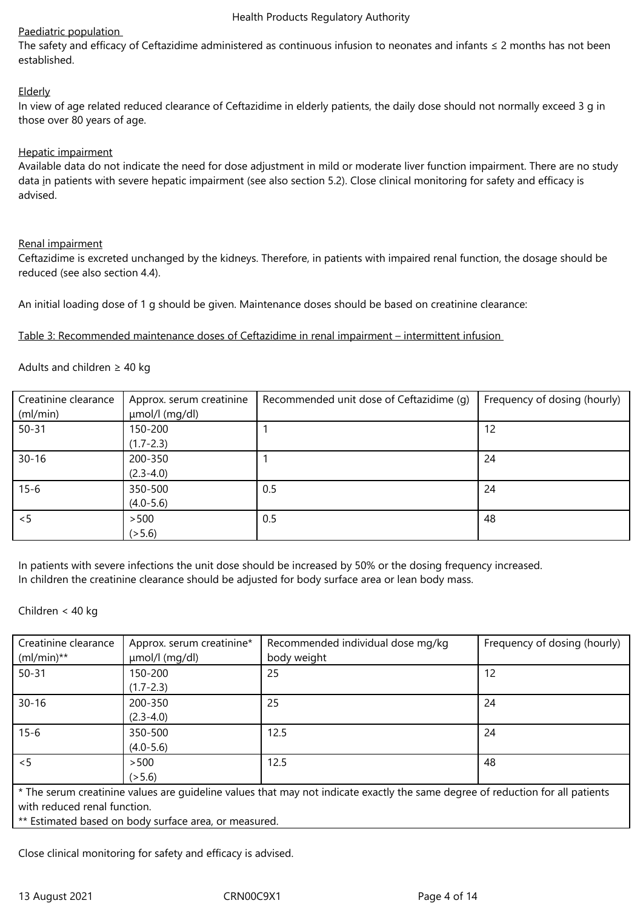Paediatric population

The safety and efficacy of Ceftazidime administered as continuous infusion to neonates and infants ≤ 2 months has not been established.

Elderly

In view of age related reduced clearance of Ceftazidime in elderly patients, the daily dose should not normally exceed 3 g in those over 80 years of age.

Hepatic impairment

Available data do not indicate the need for dose adjustment in mild or moderate liver function impairment. There are no study data in patients with severe hepatic impairment (see also section 5.2). Close clinical monitoring for safety and efficacy is advised.

Renal impairment

Ceftazidime is excreted unchanged by the kidneys. Therefore, in patients with impaired renal function, the dosage should be reduced (see also section 4.4).

An initial loading dose of 1 g should be given. Maintenance doses should be based on creatinine clearance:

Table 3: Recommended maintenance doses of Ceftazidime in renal impairment – intermittent infusion

Adults and children ≥ 40 kg

| Creatinine clearance (ml/min) | Approx. serum creatinine µmol/l (mg/dl) | Recommended unit dose of Ceftazidime (g) | Frequency of dosing (hourly) |
|---|---|---|---|
| 50-31 | 150-200 (1.7-2.3) | 1 | 12 |
| 30-16 | 200-350 (2.3-4.0) | 1 | 24 |
| 15-6 | 350-500 (4.0-5.6) | 0.5 | 24 |
| <5 | >500 (>5.6) | 0.5 | 48 |

In patients with severe infections the unit dose should be increased by 50% or the dosing frequency increased.
In children the creatinine clearance should be adjusted for body surface area or lean body mass.

Children < 40 kg

| Creatinine clearance (ml/min)** | Approx. serum creatinine* µmol/l (mg/dl) | Recommended individual dose mg/kg body weight | Frequency of dosing (hourly) |
|---|---|---|---|
| 50-31 | 150-200 (1.7-2.3) | 25 | 12 |
| 30-16 | 200-350 (2.3-4.0) | 25 | 24 |
| 15-6 | 350-500 (4.0-5.6) | 12.5 | 24 |
| <5 | >500 (>5.6) | 12.5 | 48 |

* The serum creatinine values are guideline values that may not indicate exactly the same degree of reduction for all patients with reduced renal function.
** Estimated based on body surface area, or measured.

Close clinical monitoring for safety and efficacy is advised.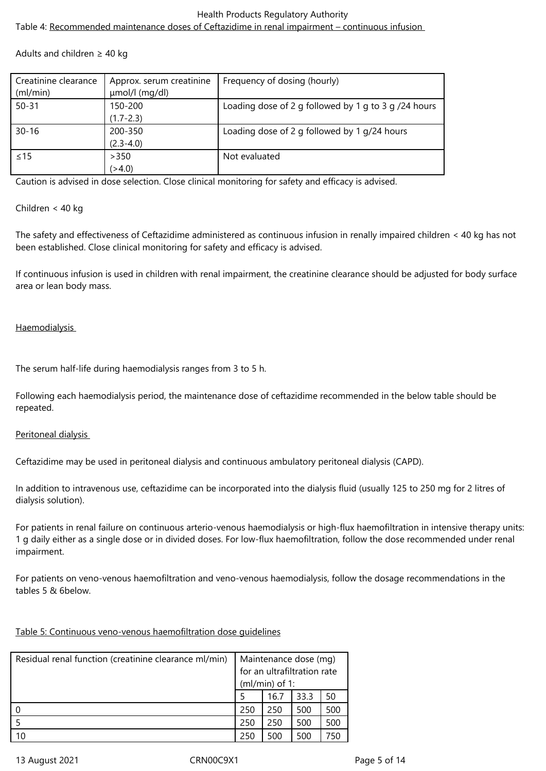Table 4: Recommended maintenance doses of Ceftazidime in renal impairment – continuous infusion

Adults and children ≥ 40 kg

| Creatinine clearance (ml/min) | Approx. serum creatinine µmol/l (mg/dl) | Frequency of dosing (hourly) |
|---|---|---|
| 50-31 | 150-200 (1.7-2.3) | Loading dose of 2 g followed by 1 g to 3 g /24 hours |
| 30-16 | 200-350 (2.3-4.0) | Loading dose of 2 g followed by 1 g/24 hours |
| ≤15 | >350 (>4.0) | Not evaluated |

Caution is advised in dose selection. Close clinical monitoring for safety and efficacy is advised.

Children < 40 kg

The safety and effectiveness of Ceftazidime administered as continuous infusion in renally impaired children < 40 kg has not been established. Close clinical monitoring for safety and efficacy is advised.

If continuous infusion is used in children with renal impairment, the creatinine clearance should be adjusted for body surface area or lean body mass.

Haemodialysis

The serum half-life during haemodialysis ranges from 3 to 5 h.

Following each haemodialysis period, the maintenance dose of ceftazidime recommended in the below table should be repeated.

Peritoneal dialysis

Ceftazidime may be used in peritoneal dialysis and continuous ambulatory peritoneal dialysis (CAPD).

In addition to intravenous use, ceftazidime can be incorporated into the dialysis fluid (usually 125 to 250 mg for 2 litres of dialysis solution).

For patients in renal failure on continuous arterio-venous haemodialysis or high-flux haemofiltration in intensive therapy units: 1 g daily either as a single dose or in divided doses. For low-flux haemofiltration, follow the dose recommended under renal impairment.

For patients on veno-venous haemofiltration and veno-venous haemodialysis, follow the dosage recommendations in the tables 5 & 6below.

Table 5: Continuous veno-venous haemofiltration dose guidelines

| Residual renal function (creatinine clearance ml/min) | Maintenance dose (mg) for an ultrafiltration rate (ml/min) of 1: | | | |
|---|---|---|---|---|
| | 5 | 16.7 | 33.3 | 50 |
| 0 | 250 | 250 | 500 | 500 |
| 5 | 250 | 250 | 500 | 500 |
| 10 | 250 | 500 | 500 | 750 |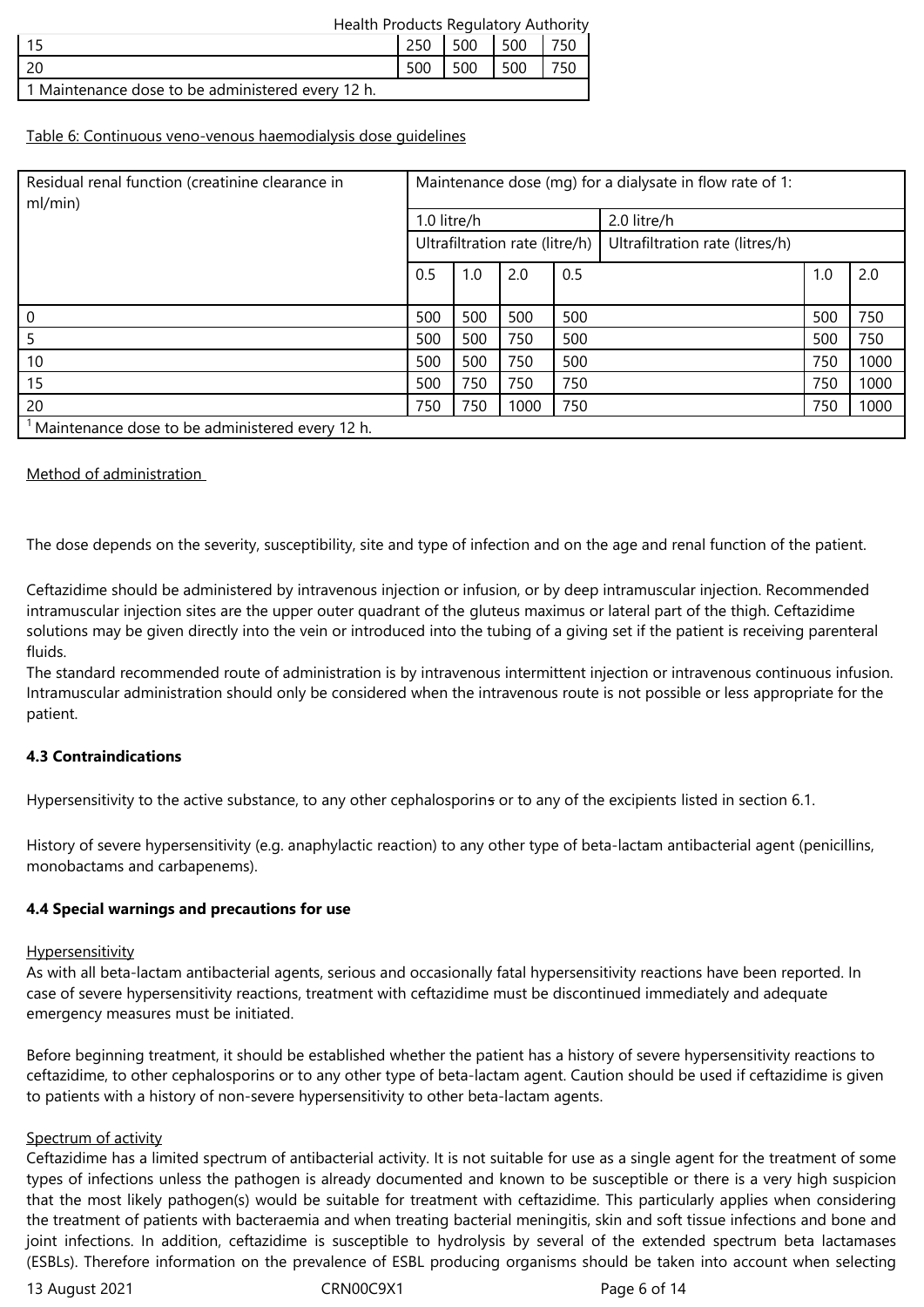| | | | | |
|---|---|---|---|---|
| 15 | 250 | 500 | 500 | 750 |
| 20 | 500 | 500 | 500 | 750 |
| 1 Maintenance dose to be administered every 12 h. | | | | |

Table 6: Continuous veno-venous haemodialysis dose guidelines

| Residual renal function (creatinine clearance in ml/min) | Maintenance dose (mg) for a dialysate in flow rate of 1: | | | | | |
|---|---|---|---|---|---|---|
| | 1.0 litre/h | | | 2.0 litre/h | | |
| | Ultrafiltration rate (litre/h) | | | Ultrafiltration rate (litres/h) | | |
| | 0.5 | 1.0 | 2.0 | 0.5 | 1.0 | 2.0 |
| 0 | 500 | 500 | 500 | 500 | 500 | 750 |
| 5 | 500 | 500 | 750 | 500 | 500 | 750 |
| 10 | 500 | 500 | 750 | 500 | 750 | 1000 |
| 15 | 500 | 750 | 750 | 750 | 750 | 1000 |
| 20 | 750 | 750 | 1000 | 750 | 750 | 1000 |
| [1] Maintenance dose to be administered every 12 h. | | | | | | |

Method of administration

The dose depends on the severity, susceptibility, site and type of infection and on the age and renal function of the patient.

Ceftazidime should be administered by intravenous injection or infusion, or by deep intramuscular injection. Recommended intramuscular injection sites are the upper outer quadrant of the gluteus maximus or lateral part of the thigh. Ceftazidime solutions may be given directly into the vein or introduced into the tubing of a giving set if the patient is receiving parenteral fluids.
The standard recommended route of administration is by intravenous intermittent injection or intravenous continuous infusion. Intramuscular administration should only be considered when the intravenous route is not possible or less appropriate for the patient.

**4.3 Contraindications**

Hypersensitivity to the active substance, to any other cephalosporins or to any of the excipients listed in section 6.1.

History of severe hypersensitivity (e.g. anaphylactic reaction) to any other type of beta-lactam antibacterial agent (penicillins, monobactams and carbapenems).

**4.4 Special warnings and precautions for use**

Hypersensitivity
As with all beta-lactam antibacterial agents, serious and occasionally fatal hypersensitivity reactions have been reported. In case of severe hypersensitivity reactions, treatment with ceftazidime must be discontinued immediately and adequate emergency measures must be initiated.

Before beginning treatment, it should be established whether the patient has a history of severe hypersensitivity reactions to ceftazidime, to other cephalosporins or to any other type of beta-lactam agent. Caution should be used if ceftazidime is given to patients with a history of non-severe hypersensitivity to other beta-lactam agents.

Spectrum of activity
Ceftazidime has a limited spectrum of antibacterial activity. It is not suitable for use as a single agent for the treatment of some types of infections unless the pathogen is already documented and known to be susceptible or there is a very high suspicion that the most likely pathogen(s) would be suitable for treatment with ceftazidime. This particularly applies when considering the treatment of patients with bacteraemia and when treating bacterial meningitis, skin and soft tissue infections and bone and joint infections. In addition, ceftazidime is susceptible to hydrolysis by several of the extended spectrum beta lactamases (ESBLs). Therefore information on the prevalence of ESBL producing organisms should be taken into account when selecting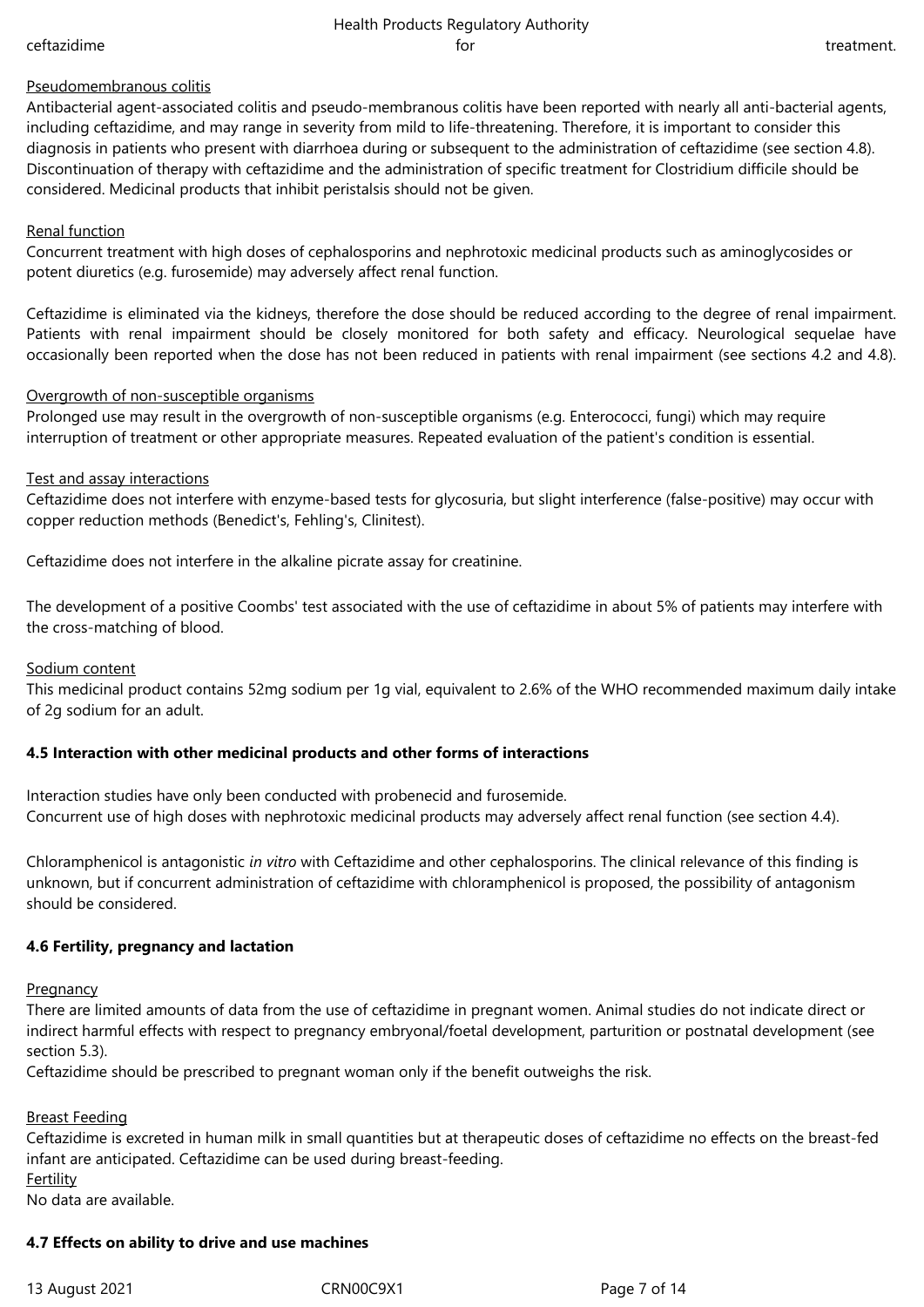ceftazidime for treatment.

Pseudomembranous colitis

Antibacterial agent-associated colitis and pseudo-membranous colitis have been reported with nearly all anti-bacterial agents, including ceftazidime, and may range in severity from mild to life-threatening. Therefore, it is important to consider this diagnosis in patients who present with diarrhoea during or subsequent to the administration of ceftazidime (see section 4.8). Discontinuation of therapy with ceftazidime and the administration of specific treatment for Clostridium difficile should be considered. Medicinal products that inhibit peristalsis should not be given.

Renal function

Concurrent treatment with high doses of cephalosporins and nephrotoxic medicinal products such as aminoglycosides or potent diuretics (e.g. furosemide) may adversely affect renal function.

Ceftazidime is eliminated via the kidneys, therefore the dose should be reduced according to the degree of renal impairment. Patients with renal impairment should be closely monitored for both safety and efficacy. Neurological sequelae have occasionally been reported when the dose has not been reduced in patients with renal impairment (see sections 4.2 and 4.8).

Overgrowth of non-susceptible organisms

Prolonged use may result in the overgrowth of non-susceptible organisms (e.g. Enterococci, fungi) which may require interruption of treatment or other appropriate measures. Repeated evaluation of the patient's condition is essential.

Test and assay interactions

Ceftazidime does not interfere with enzyme-based tests for glycosuria, but slight interference (false-positive) may occur with copper reduction methods (Benedict's, Fehling's, Clinitest).

Ceftazidime does not interfere in the alkaline picrate assay for creatinine.

The development of a positive Coombs' test associated with the use of ceftazidime in about 5% of patients may interfere with the cross-matching of blood.

Sodium content

This medicinal product contains 52mg sodium per 1g vial, equivalent to 2.6% of the WHO recommended maximum daily intake of 2g sodium for an adult.

**4.5 Interaction with other medicinal products and other forms of interactions**

Interaction studies have only been conducted with probenecid and furosemide.
Concurrent use of high doses with nephrotoxic medicinal products may adversely affect renal function (see section 4.4).

Chloramphenicol is antagonistic *in vitro* with Ceftazidime and other cephalosporins. The clinical relevance of this finding is unknown, but if concurrent administration of ceftazidime with chloramphenicol is proposed, the possibility of antagonism should be considered.

**4.6 Fertility, pregnancy and lactation**

Pregnancy

There are limited amounts of data from the use of ceftazidime in pregnant women. Animal studies do not indicate direct or indirect harmful effects with respect to pregnancy embryonal/foetal development, parturition or postnatal development (see section 5.3).
Ceftazidime should be prescribed to pregnant woman only if the benefit outweighs the risk.

Breast Feeding

Ceftazidime is excreted in human milk in small quantities but at therapeutic doses of ceftazidime no effects on the breast-fed infant are anticipated. Ceftazidime can be used during breast-feeding.

Fertility

No data are available.

**4.7 Effects on ability to drive and use machines**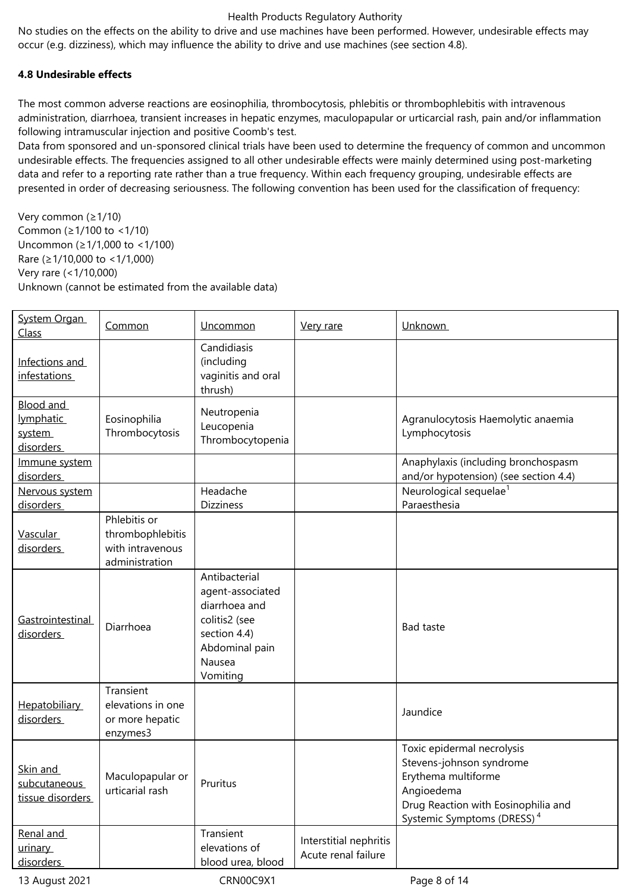No studies on the effects on the ability to drive and use machines have been performed. However, undesirable effects may occur (e.g. dizziness), which may influence the ability to drive and use machines (see section 4.8).

### 4.8 Undesirable effects

The most common adverse reactions are eosinophilia, thrombocytosis, phlebitis or thrombophlebitis with intravenous administration, diarrhoea, transient increases in hepatic enzymes, maculopapular or urticarcial rash, pain and/or inflammation following intramuscular injection and positive Coomb's test.
Data from sponsored and un-sponsored clinical trials have been used to determine the frequency of common and uncommon undesirable effects. The frequencies assigned to all other undesirable effects were mainly determined using post-marketing data and refer to a reporting rate rather than a true frequency. Within each frequency grouping, undesirable effects are presented in order of decreasing seriousness. The following convention has been used for the classification of frequency:

Very common (≥1/10)
Common (≥1/100 to <1/10)
Uncommon (≥1/1,000 to <1/100)
Rare (≥1/10,000 to <1/1,000)
Very rare (<1/10,000)
Unknown (cannot be estimated from the available data)

| System Organ Class | Common | Uncommon | Very rare | Unknown |
|---|---|---|---|---|
| Infections and infestations | | Candidiasis (including vaginitis and oral thrush) | | |
| Blood and lymphatic system disorders | Eosinophilia Thrombocytosis | Neutropenia Leucopenia Thrombocytopenia | | Agranulocytosis Haemolytic anaemia Lymphocytosis |
| Immune system disorders | | | | Anaphylaxis (including bronchospasm and/or hypotension) (see section 4.4) |
| Nervous system disorders | | Headache Dizziness | | Neurological sequelae[1] Paraesthesia |
| Vascular disorders | Phlebitis or thrombophlebitis with intravenous administration | | | |
| Gastrointestinal disorders | Diarrhoea | Antibacterial agent-associated diarrhoea and colitis2 (see section 4.4) Abdominal pain Nausea Vomiting | | Bad taste |
| Hepatobiliary disorders | Transient elevations in one or more hepatic enzymes3 | | | Jaundice |
| Skin and subcutaneous tissue disorders | Maculopapular or urticarial rash | Pruritus | | Toxic epidermal necrolysis Stevens-johnson syndrome Erythema multiforme Angioedema Drug Reaction with Eosinophilia and Systemic Symptoms (DRESS)[4] |
| Renal and urinary disorders | | Transient elevations of blood urea, blood | Interstitial nephritis Acute renal failure | |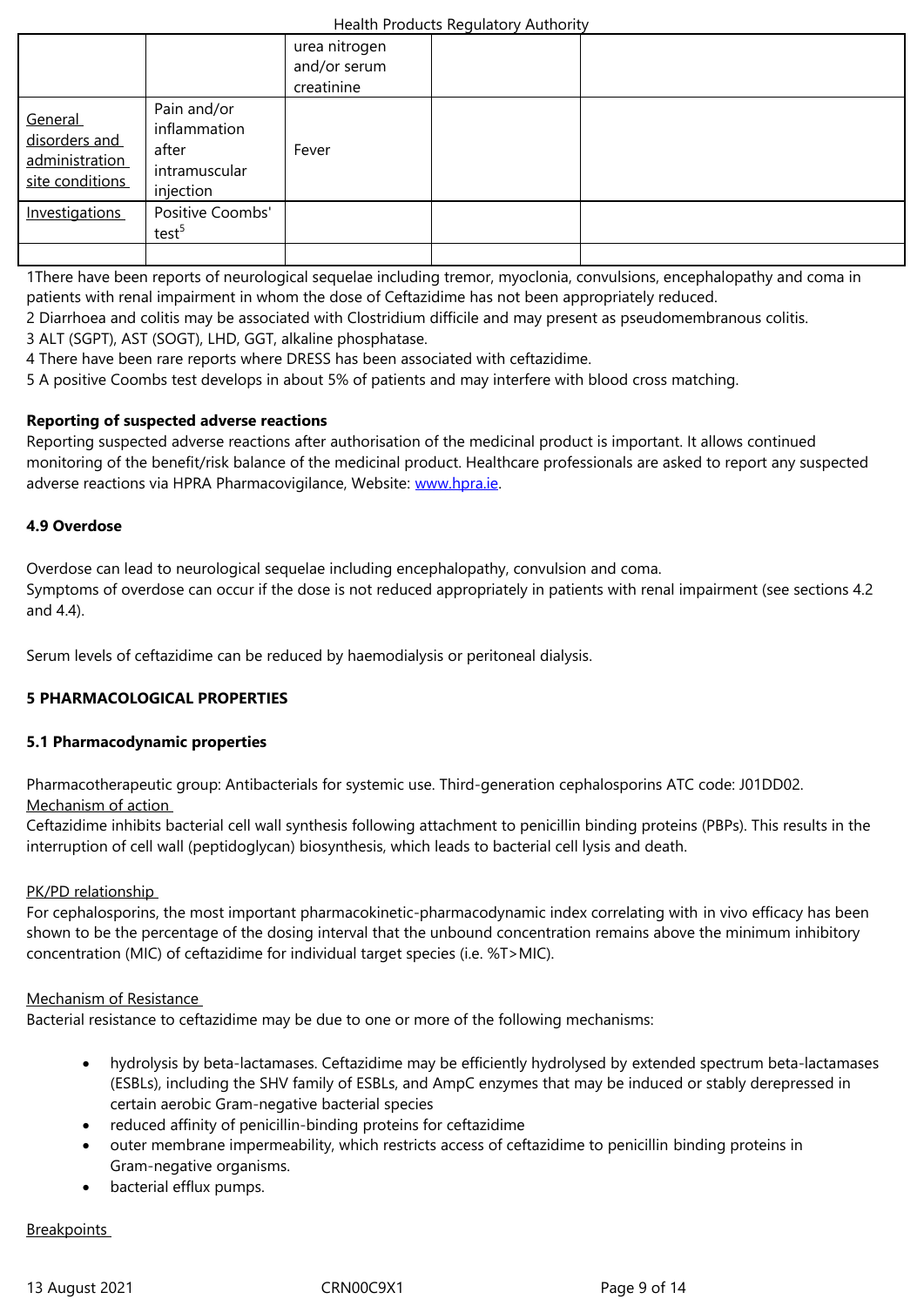| | | | | |
|---|---|---|---|---|
| | | urea nitrogen and/or serum creatinine | | |
| General disorders and administration site conditions | Pain and/or inflammation after intramuscular injection | Fever | | |
| Investigations | Positive Coombs' test[5] | | | |
| | | | | |

1There have been reports of neurological sequelae including tremor, myoclonia, convulsions, encephalopathy and coma in patients with renal impairment in whom the dose of Ceftazidime has not been appropriately reduced.
2 Diarrhoea and colitis may be associated with Clostridium difficile and may present as pseudomembranous colitis.
3 ALT (SGPT), AST (SOGT), LHD, GGT, alkaline phosphatase.
4 There have been rare reports where DRESS has been associated with ceftazidime.
5 A positive Coombs test develops in about 5% of patients and may interfere with blood cross matching.

**Reporting of suspected adverse reactions**
Reporting suspected adverse reactions after authorisation of the medicinal product is important. It allows continued monitoring of the benefit/risk balance of the medicinal product. Healthcare professionals are asked to report any suspected adverse reactions via HPRA Pharmacovigilance, Website: www.hpra.ie.

**4.9 Overdose**

Overdose can lead to neurological sequelae including encephalopathy, convulsion and coma.
Symptoms of overdose can occur if the dose is not reduced appropriately in patients with renal impairment (see sections 4.2 and 4.4).

Serum levels of ceftazidime can be reduced by haemodialysis or peritoneal dialysis.

**5 PHARMACOLOGICAL PROPERTIES**

**5.1 Pharmacodynamic properties**

Pharmacotherapeutic group: Antibacterials for systemic use. Third-generation cephalosporins ATC code: J01DD02.
Mechanism of action
Ceftazidime inhibits bacterial cell wall synthesis following attachment to penicillin binding proteins (PBPs). This results in the interruption of cell wall (peptidoglycan) biosynthesis, which leads to bacterial cell lysis and death.

PK/PD relationship
For cephalosporins, the most important pharmacokinetic-pharmacodynamic index correlating with in vivo efficacy has been shown to be the percentage of the dosing interval that the unbound concentration remains above the minimum inhibitory concentration (MIC) of ceftazidime for individual target species (i.e. %T>MIC).

Mechanism of Resistance
Bacterial resistance to ceftazidime may be due to one or more of the following mechanisms:

- hydrolysis by beta-lactamases. Ceftazidime may be efficiently hydrolysed by extended spectrum beta-lactamases (ESBLs), including the SHV family of ESBLs, and AmpC enzymes that may be induced or stably derepressed in certain aerobic Gram-negative bacterial species
- reduced affinity of penicillin-binding proteins for ceftazidime
- outer membrane impermeability, which restricts access of ceftazidime to penicillin binding proteins in Gram-negative organisms.
- bacterial efflux pumps.

Breakpoints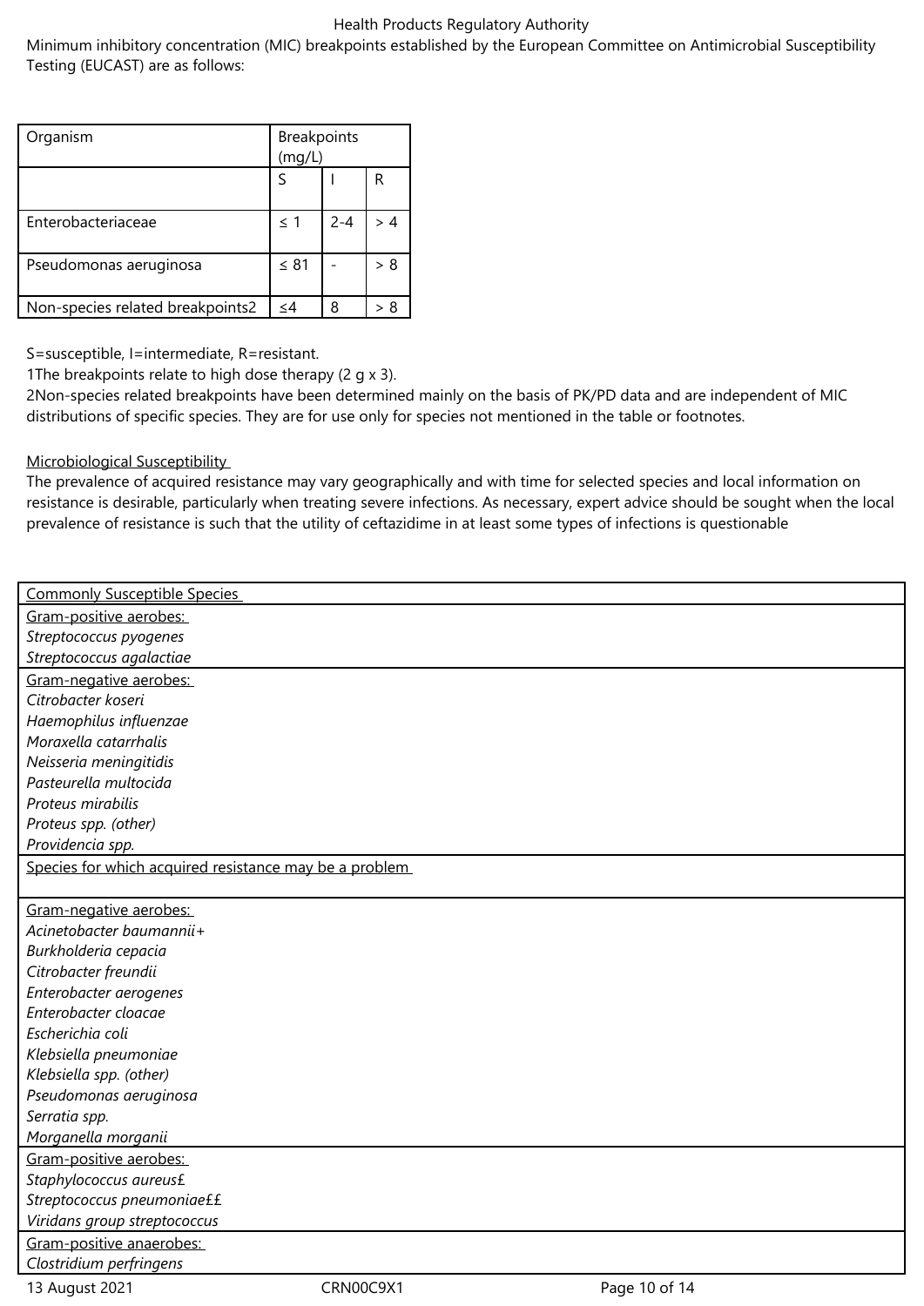Minimum inhibitory concentration (MIC) breakpoints established by the European Committee on Antimicrobial Susceptibility Testing (EUCAST) are as follows:

| Organism | Breakpoints (mg/L) | | |
|---|---|---|---|
| | S | I | R |
| Enterobacteriaceae | ≤ 1 | 2-4 | > 4 |
| Pseudomonas aeruginosa | ≤ 8[1] | - | > 8 |
| Non-species related breakpoints[2] | ≤4 | 8 | > 8 |

S=susceptible, I=intermediate, R=resistant.

[1]The breakpoints relate to high dose therapy (2 g x 3).

[2]Non-species related breakpoints have been determined mainly on the basis of PK/PD data and are independent of MIC distributions of specific species. They are for use only for species not mentioned in the table or footnotes.

Microbiological Susceptibility

The prevalence of acquired resistance may vary geographically and with time for selected species and local information on resistance is desirable, particularly when treating severe infections. As necessary, expert advice should be sought when the local prevalence of resistance is such that the utility of ceftazidime in at least some types of infections is questionable

| Commonly Susceptible Species |
|---|
| Gram-positive aerobes:<br>*Streptococcus pyogenes*<br>*Streptococcus agalactiae* |
| Gram-negative aerobes:<br>*Citrobacter koseri*<br>*Haemophilus influenzae*<br>*Moraxella catarrhalis*<br>*Neisseria meningitidis*<br>*Pasteurella multocida*<br>*Proteus mirabilis*<br>*Proteus spp. (other)*<br>*Providencia spp.* |
| Species for which acquired resistance may be a problem |
| Gram-negative aerobes:<br>*Acinetobacter baumannii+*<br>*Burkholderia cepacia*<br>*Citrobacter freundii*<br>*Enterobacter aerogenes*<br>*Enterobacter cloacae*<br>*Escherichia coli*<br>*Klebsiella pneumoniae*<br>*Klebsiella spp. (other)*<br>*Pseudomonas aeruginosa*<br>*Serratia spp.*<br>*Morganella morganii* |
| Gram-positive aerobes:<br>*Staphylococcus aureus£*<br>*Streptococcus pneumoniae££*<br>*Viridans group streptococcus* |
| Gram-positive anaerobes:<br>*Clostridium perfringens* |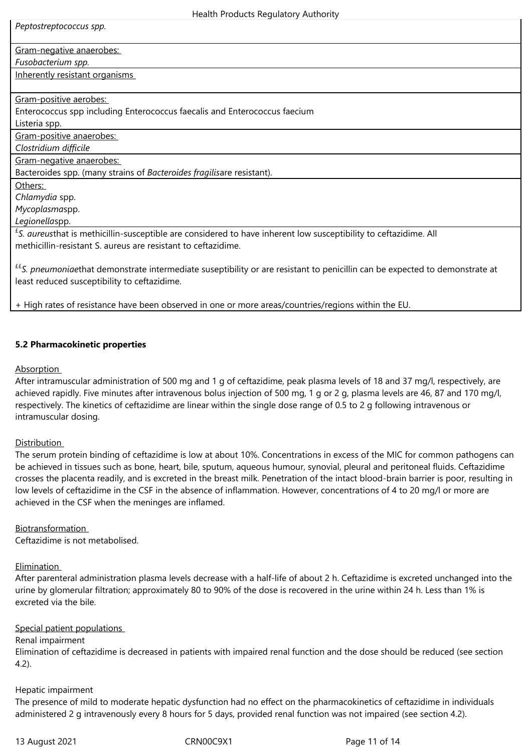| |
|---|
| *Peptostreptococcus spp.* |
| Gram-negative anaerobes:<br>*Fusobacterium spp.* |
| Inherently resistant organisms |
| Gram-positive aerobes:<br>Enterococcus spp including Enterococcus faecalis and Enterococcus faecium<br>Listeria spp. |
| Gram-positive anaerobes:<br>*Clostridium difficile* |
| Gram-negative anaerobes:<br>Bacteroides spp. (many strains of *Bacteroides fragilis*are resistant). |
| Others:<br>*Chlamydia* spp.<br>*Mycoplasma*spp.<br>*Legionella*spp. |
| £*S. aureus*that is methicillin-susceptible are considered to have inherent low susceptibility to ceftazidime. All methicillin-resistant S. aureus are resistant to ceftazidime.<br><br>££*S. pneumoniae*that demonstrate intermediate suseptibility or are resistant to penicillin can be expected to demonstrate at least reduced susceptibility to ceftazidime.<br><br>+ High rates of resistance have been observed in one or more areas/countries/regions within the EU. |

**5.2 Pharmacokinetic properties**

Absorption

After intramuscular administration of 500 mg and 1 g of ceftazidime, peak plasma levels of 18 and 37 mg/l, respectively, are achieved rapidly. Five minutes after intravenous bolus injection of 500 mg, 1 g or 2 g, plasma levels are 46, 87 and 170 mg/l, respectively. The kinetics of ceftazidime are linear within the single dose range of 0.5 to 2 g following intravenous or intramuscular dosing.

Distribution

The serum protein binding of ceftazidime is low at about 10%. Concentrations in excess of the MIC for common pathogens can be achieved in tissues such as bone, heart, bile, sputum, aqueous humour, synovial, pleural and peritoneal fluids. Ceftazidime crosses the placenta readily, and is excreted in the breast milk. Penetration of the intact blood-brain barrier is poor, resulting in low levels of ceftazidime in the CSF in the absence of inflammation. However, concentrations of 4 to 20 mg/l or more are achieved in the CSF when the meninges are inflamed.

Biotransformation

Ceftazidime is not metabolised.

Elimination

After parenteral administration plasma levels decrease with a half-life of about 2 h. Ceftazidime is excreted unchanged into the urine by glomerular filtration; approximately 80 to 90% of the dose is recovered in the urine within 24 h. Less than 1% is excreted via the bile.

Special patient populations

Renal impairment

Elimination of ceftazidime is decreased in patients with impaired renal function and the dose should be reduced (see section 4.2).

Hepatic impairment

The presence of mild to moderate hepatic dysfunction had no effect on the pharmacokinetics of ceftazidime in individuals administered 2 g intravenously every 8 hours for 5 days, provided renal function was not impaired (see section 4.2).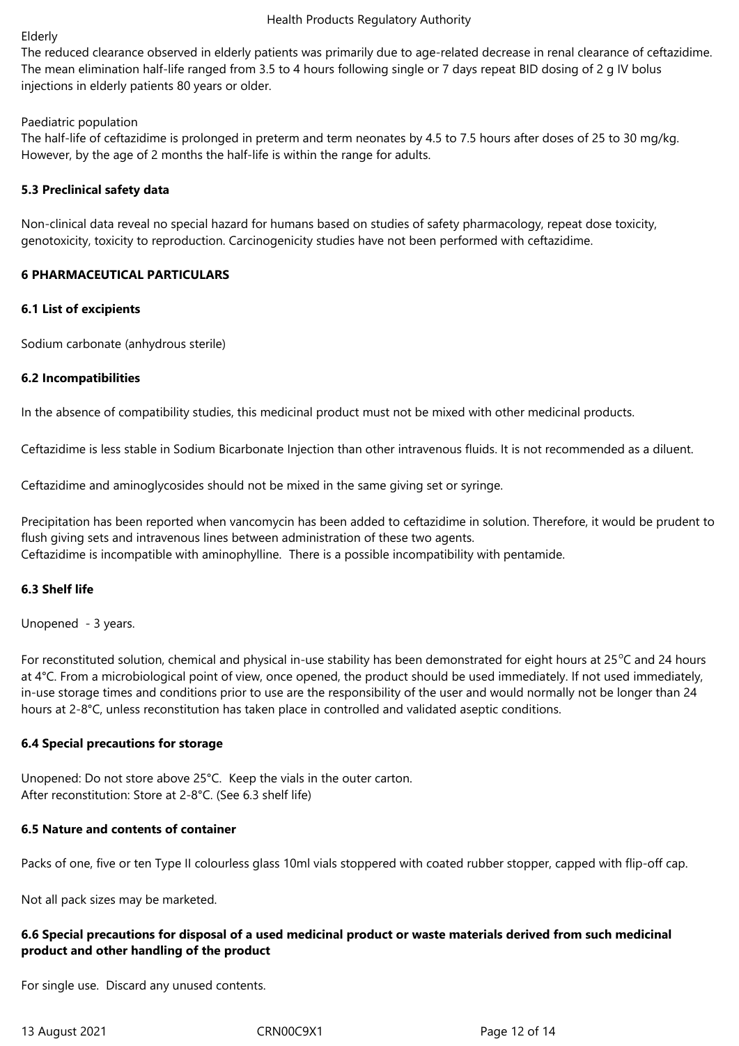Elderly

The reduced clearance observed in elderly patients was primarily due to age-related decrease in renal clearance of ceftazidime. The mean elimination half-life ranged from 3.5 to 4 hours following single or 7 days repeat BID dosing of 2 g IV bolus injections in elderly patients 80 years or older.

Paediatric population

The half-life of ceftazidime is prolonged in preterm and term neonates by 4.5 to 7.5 hours after doses of 25 to 30 mg/kg. However, by the age of 2 months the half-life is within the range for adults.

**5.3 Preclinical safety data**

Non-clinical data reveal no special hazard for humans based on studies of safety pharmacology, repeat dose toxicity, genotoxicity, toxicity to reproduction. Carcinogenicity studies have not been performed with ceftazidime.

**6 PHARMACEUTICAL PARTICULARS**

**6.1 List of excipients**

Sodium carbonate (anhydrous sterile)

**6.2 Incompatibilities**

In the absence of compatibility studies, this medicinal product must not be mixed with other medicinal products.

Ceftazidime is less stable in Sodium Bicarbonate Injection than other intravenous fluids. It is not recommended as a diluent.

Ceftazidime and aminoglycosides should not be mixed in the same giving set or syringe.

Precipitation has been reported when vancomycin has been added to ceftazidime in solution. Therefore, it would be prudent to flush giving sets and intravenous lines between administration of these two agents.
Ceftazidime is incompatible with aminophylline. There is a possible incompatibility with pentamide.

**6.3 Shelf life**

Unopened - 3 years.

For reconstituted solution, chemical and physical in-use stability has been demonstrated for eight hours at 25°C and 24 hours at 4°C. From a microbiological point of view, once opened, the product should be used immediately. If not used immediately, in-use storage times and conditions prior to use are the responsibility of the user and would normally not be longer than 24 hours at 2-8°C, unless reconstitution has taken place in controlled and validated aseptic conditions.

**6.4 Special precautions for storage**

Unopened: Do not store above 25°C. Keep the vials in the outer carton.
After reconstitution: Store at 2-8°C. (See 6.3 shelf life)

**6.5 Nature and contents of container**

Packs of one, five or ten Type II colourless glass 10ml vials stoppered with coated rubber stopper, capped with flip-off cap.

Not all pack sizes may be marketed.

**6.6 Special precautions for disposal of a used medicinal product or waste materials derived from such medicinal product and other handling of the product**

For single use. Discard any unused contents.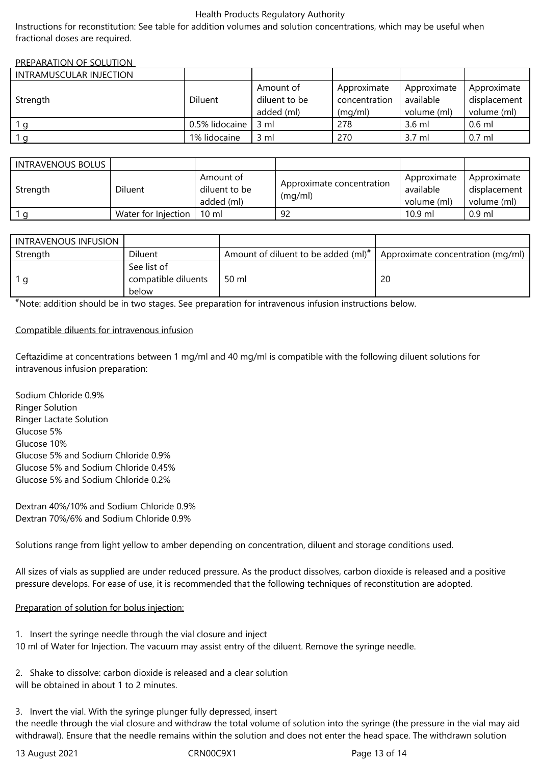Instructions for reconstitution: See table for addition volumes and solution concentrations, which may be useful when fractional doses are required.

PREPARATION OF SOLUTION

| INTRAMUSCULAR INJECTION | | | | | |
|---|---|---|---|---|---|
| Strength | Diluent | Amount of diluent to be added (ml) | Approximate concentration (mg/ml) | Approximate available volume (ml) | Approximate displacement volume (ml) |
| 1 g | 0.5% lidocaine | 3 ml | 278 | 3.6 ml | 0.6 ml |
| 1 g | 1% lidocaine | 3 ml | 270 | 3.7 ml | 0.7 ml |

| INTRAVENOUS BOLUS | | | | | |
|---|---|---|---|---|---|
| Strength | Diluent | Amount of diluent to be added (ml) | Approximate concentration (mg/ml) | Approximate available volume (ml) | Approximate displacement volume (ml) |
| 1 g | Water for Injection | 10 ml | 92 | 10.9 ml | 0.9 ml |

| INTRAVENOUS INFUSION | | | |
|---|---|---|---|
| Strength | Diluent | Amount of diluent to be added (ml)[#] | Approximate concentration (mg/ml) |
| 1 g | See list of compatible diluents below | 50 ml | 20 |

[#]Note: addition should be in two stages. See preparation for intravenous infusion instructions below.

Compatible diluents for intravenous infusion

Ceftazidime at concentrations between 1 mg/ml and 40 mg/ml is compatible with the following diluent solutions for intravenous infusion preparation:

Sodium Chloride 0.9%
Ringer Solution
Ringer Lactate Solution
Glucose 5%
Glucose 10%
Glucose 5% and Sodium Chloride 0.9%
Glucose 5% and Sodium Chloride 0.45%
Glucose 5% and Sodium Chloride 0.2%

Dextran 40%/10% and Sodium Chloride 0.9%
Dextran 70%/6% and Sodium Chloride 0.9%

Solutions range from light yellow to amber depending on concentration, diluent and storage conditions used.

All sizes of vials as supplied are under reduced pressure. As the product dissolves, carbon dioxide is released and a positive pressure develops. For ease of use, it is recommended that the following techniques of reconstitution are adopted.

Preparation of solution for bolus injection:

1. Insert the syringe needle through the vial closure and inject 10 ml of Water for Injection. The vacuum may assist entry of the diluent. Remove the syringe needle.

2. Shake to dissolve: carbon dioxide is released and a clear solution will be obtained in about 1 to 2 minutes.

3. Invert the vial. With the syringe plunger fully depressed, insert the needle through the vial closure and withdraw the total volume of solution into the syringe (the pressure in the vial may aid withdrawal). Ensure that the needle remains within the solution and does not enter the head space. The withdrawn solution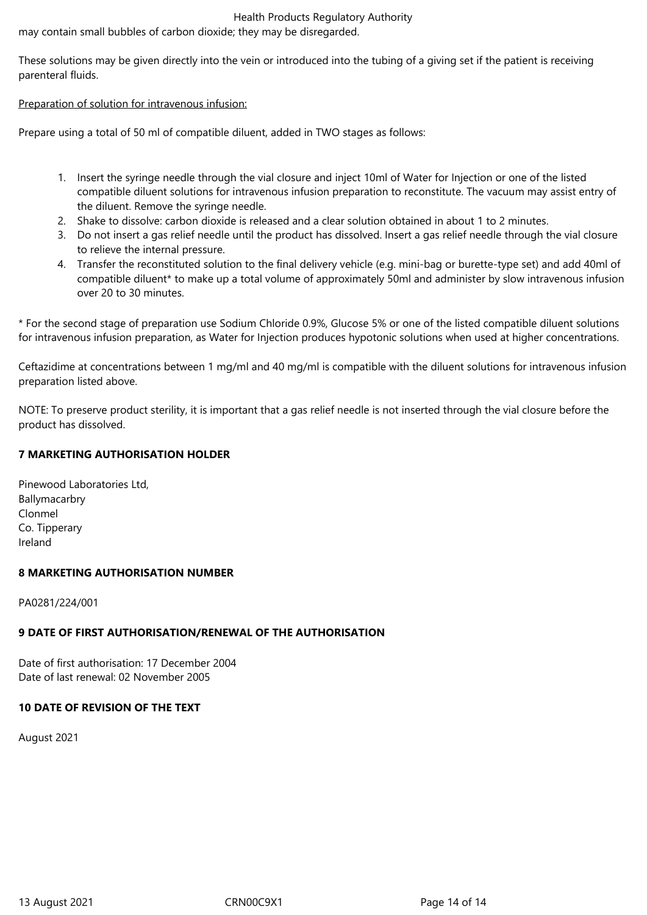may contain small bubbles of carbon dioxide; they may be disregarded.

These solutions may be given directly into the vein or introduced into the tubing of a giving set if the patient is receiving parenteral fluids.

Preparation of solution for intravenous infusion:

Prepare using a total of 50 ml of compatible diluent, added in TWO stages as follows:

1. Insert the syringe needle through the vial closure and inject 10ml of Water for Injection or one of the listed compatible diluent solutions for intravenous infusion preparation to reconstitute. The vacuum may assist entry of the diluent. Remove the syringe needle.
2. Shake to dissolve: carbon dioxide is released and a clear solution obtained in about 1 to 2 minutes.
3. Do not insert a gas relief needle until the product has dissolved. Insert a gas relief needle through the vial closure to relieve the internal pressure.
4. Transfer the reconstituted solution to the final delivery vehicle (e.g. mini-bag or burette-type set) and add 40ml of compatible diluent* to make up a total volume of approximately 50ml and administer by slow intravenous infusion over 20 to 30 minutes.

* For the second stage of preparation use Sodium Chloride 0.9%, Glucose 5% or one of the listed compatible diluent solutions for intravenous infusion preparation, as Water for Injection produces hypotonic solutions when used at higher concentrations.

Ceftazidime at concentrations between 1 mg/ml and 40 mg/ml is compatible with the diluent solutions for intravenous infusion preparation listed above.

NOTE: To preserve product sterility, it is important that a gas relief needle is not inserted through the vial closure before the product has dissolved.

## 7 MARKETING AUTHORISATION HOLDER

Pinewood Laboratories Ltd,
Ballymacarbry
Clonmel
Co. Tipperary
Ireland

## 8 MARKETING AUTHORISATION NUMBER

PA0281/224/001

## 9 DATE OF FIRST AUTHORISATION/RENEWAL OF THE AUTHORISATION

Date of first authorisation: 17 December 2004
Date of last renewal: 02 November 2005

## 10 DATE OF REVISION OF THE TEXT

August 2021